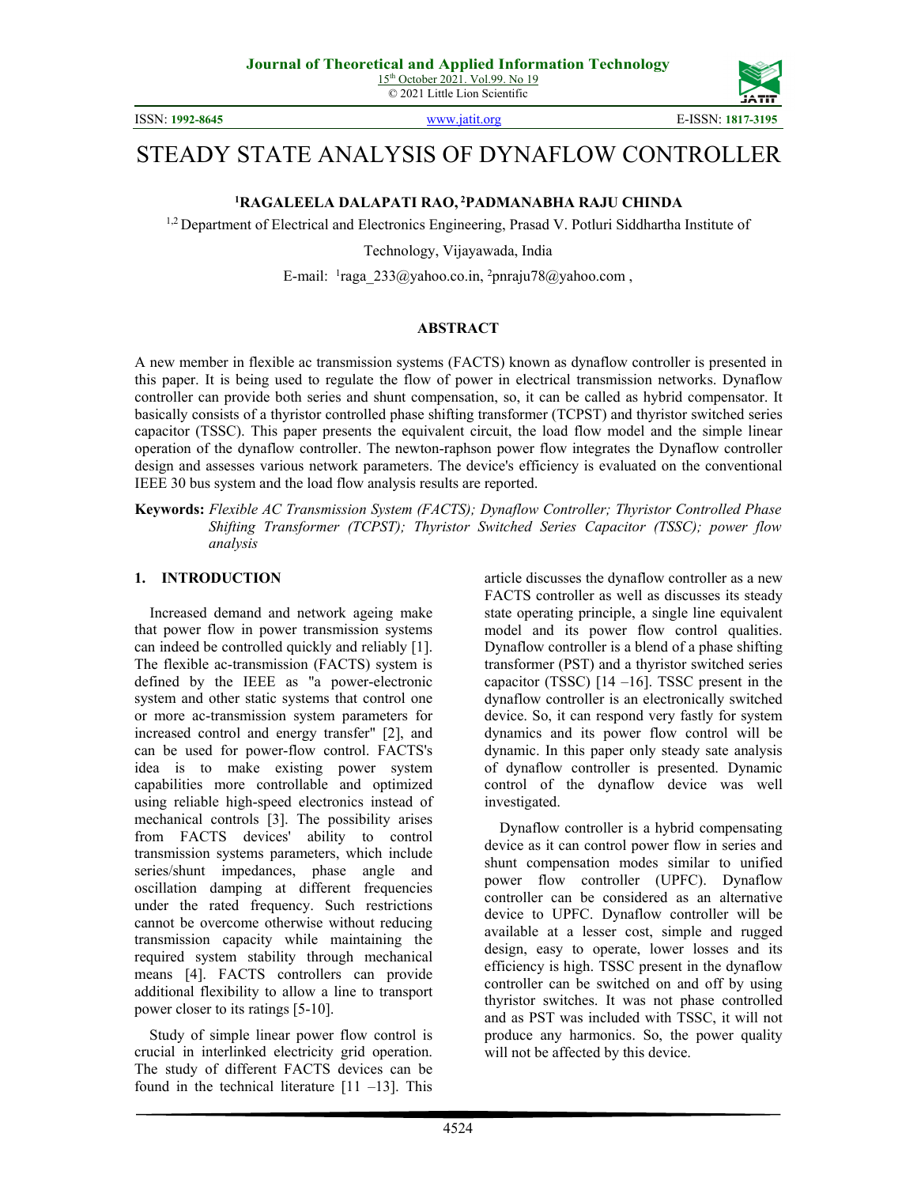# STEADY STATE ANALYSIS OF DYNAFLOW CONTROLLER

**[1]RAGALEELA DALAPATI RAO, [2]PADMANABHA RAJU CHINDA**

[1,2] Department of Electrical and Electronics Engineering, Prasad V. Potluri Siddhartha Institute of Technology, Vijayawada, India

E-mail: [1]raga_233@yahoo.co.in, [2]pnraju78@yahoo.com ,

## ABSTRACT

A new member in flexible ac transmission systems (FACTS) known as dynaflow controller is presented in this paper. It is being used to regulate the flow of power in electrical transmission networks. Dynaflow controller can provide both series and shunt compensation, so, it can be called as hybrid compensator. It basically consists of a thyristor controlled phase shifting transformer (TCPST) and thyristor switched series capacitor (TSSC). This paper presents the equivalent circuit, the load flow model and the simple linear operation of the dynaflow controller. The newton-raphson power flow integrates the Dynaflow controller design and assesses various network parameters. The device's efficiency is evaluated on the conventional IEEE 30 bus system and the load flow analysis results are reported.

**Keywords:** *Flexible AC Transmission System (FACTS); Dynaflow Controller; Thyristor Controlled Phase Shifting Transformer (TCPST); Thyristor Switched Series Capacitor (TSSC); power flow analysis*

## 1. INTRODUCTION

Increased demand and network ageing make that power flow in power transmission systems can indeed be controlled quickly and reliably [1]. The flexible ac-transmission (FACTS) system is defined by the IEEE as "a power-electronic system and other static systems that control one or more ac-transmission system parameters for increased control and energy transfer" [2], and can be used for power-flow control. FACTS's idea is to make existing power system capabilities more controllable and optimized using reliable high-speed electronics instead of mechanical controls [3]. The possibility arises from FACTS devices' ability to control transmission systems parameters, which include series/shunt impedances, phase angle and oscillation damping at different frequencies under the rated frequency. Such restrictions cannot be overcome otherwise without reducing transmission capacity while maintaining the required system stability through mechanical means [4]. FACTS controllers can provide additional flexibility to allow a line to transport power closer to its ratings [5-10].

Study of simple linear power flow control is crucial in interlinked electricity grid operation. The study of different FACTS devices can be found in the technical literature [11 –13]. This article discusses the dynaflow controller as a new FACTS controller as well as discusses its steady state operating principle, a single line equivalent model and its power flow control qualities. Dynaflow controller is a blend of a phase shifting transformer (PST) and a thyristor switched series capacitor (TSSC) [14 –16]. TSSC present in the dynaflow controller is an electronically switched device. So, it can respond very fastly for system dynamics and its power flow control will be dynamic. In this paper only steady sate analysis of dynaflow controller is presented. Dynamic control of the dynaflow device was well investigated.

Dynaflow controller is a hybrid compensating device as it can control power flow in series and shunt compensation modes similar to unified power flow controller (UPFC). Dynaflow controller can be considered as an alternative device to UPFC. Dynaflow controller will be available at a lesser cost, simple and rugged design, easy to operate, lower losses and its efficiency is high. TSSC present in the dynaflow controller can be switched on and off by using thyristor switches. It was not phase controlled and as PST was included with TSSC, it will not produce any harmonics. So, the power quality will not be affected by this device.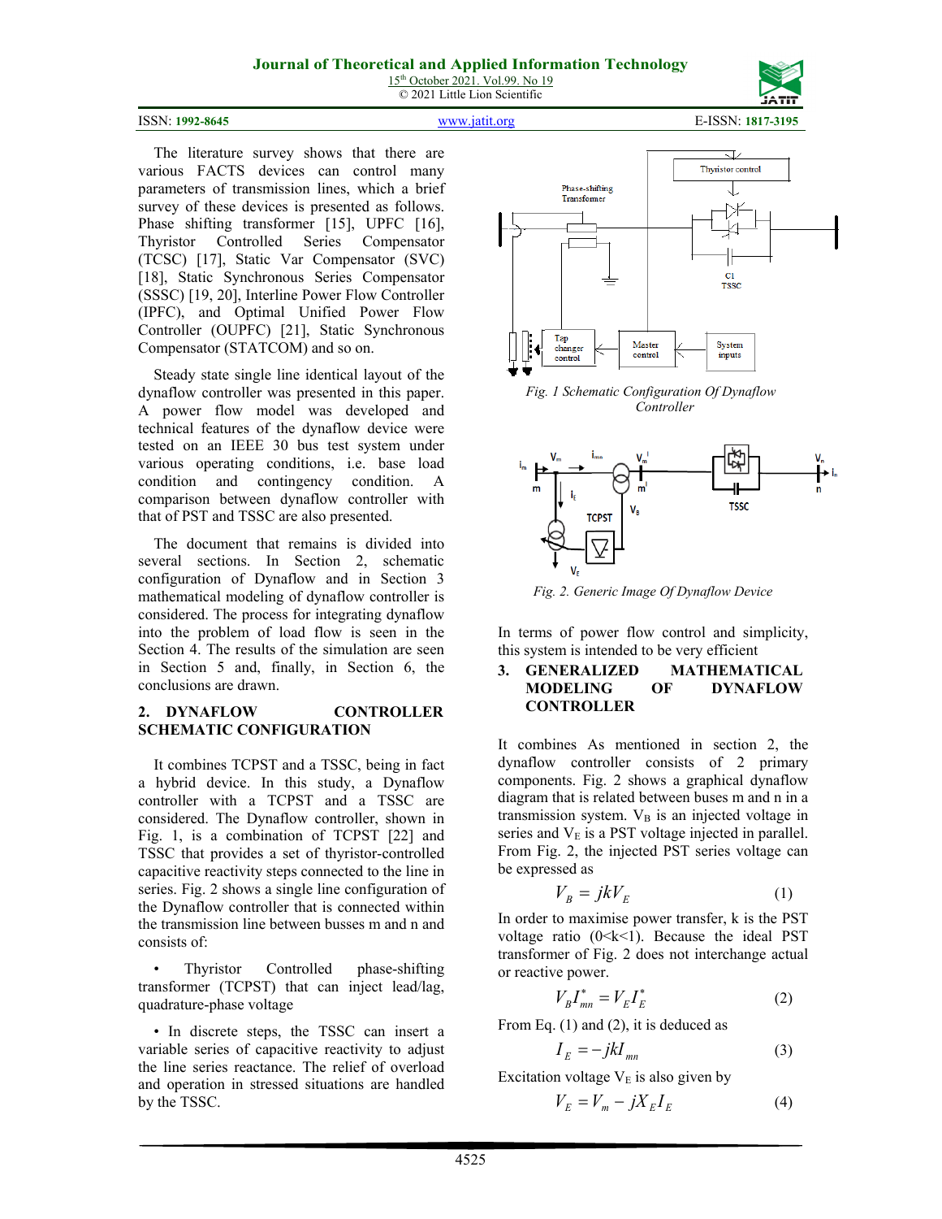The literature survey shows that there are various FACTS devices can control many parameters of transmission lines, which a brief survey of these devices is presented as follows. Phase shifting transformer [15], UPFC [16], Thyristor Controlled Series Compensator (TCSC) [17], Static Var Compensator (SVC) [18], Static Synchronous Series Compensator (SSSC) [19, 20], Interline Power Flow Controller (IPFC), and Optimal Unified Power Flow Controller (OUPFC) [21], Static Synchronous Compensator (STATCOM) and so on.

Steady state single line identical layout of the dynaflow controller was presented in this paper. A power flow model was developed and technical features of the dynaflow device were tested on an IEEE 30 bus test system under various operating conditions, i.e. base load condition and contingency condition. A comparison between dynaflow controller with that of PST and TSSC are also presented.

The document that remains is divided into several sections. In Section 2, schematic configuration of Dynaflow and in Section 3 mathematical modeling of dynaflow controller is considered. The process for integrating dynaflow into the problem of load flow is seen in the Section 4. The results of the simulation are seen in Section 5 and, finally, in Section 6, the conclusions are drawn.

## 2. DYNAFLOW CONTROLLER SCHEMATIC CONFIGURATION

It combines TCPST and a TSSC, being in fact a hybrid device. In this study, a Dynaflow controller with a TCPST and a TSSC are considered. The Dynaflow controller, shown in Fig. 1, is a combination of TCPST [22] and TSSC that provides a set of thyristor-controlled capacitive reactivity steps connected to the line in series. Fig. 2 shows a single line configuration of the Dynaflow controller that is connected within the transmission line between busses m and n and consists of:

- Thyristor Controlled phase-shifting transformer (TCPST) that can inject lead/lag, quadrature-phase voltage

- In discrete steps, the TSSC can insert a variable series of capacitive reactivity to adjust the line series reactance. The relief of overload and operation in stressed situations are handled by the TSSC.

*Fig. 1 Schematic Configuration Of Dynaflow Controller*

*Fig. 2. Generic Image Of Dynaflow Device*

In terms of power flow control and simplicity, this system is intended to be very efficient

## 3. GENERALIZED MATHEMATICAL MODELING OF DYNAFLOW CONTROLLER

It combines As mentioned in section 2, the dynaflow controller consists of 2 primary components. Fig. 2 shows a graphical dynaflow diagram that is related between buses m and n in a transmission system. $V_B$ is an injected voltage in series and $V_E$ is a PST voltage injected in parallel. From Fig. 2, the injected PST series voltage can be expressed as

$$V_B = jkV_E \tag{1}$$

In order to maximise power transfer, k is the PST voltage ratio (0<k<1). Because the ideal PST transformer of Fig. 2 does not interchange actual or reactive power.

$$V_B I_{mn}^* = V_E I_E^* \tag{2}$$

From Eq. (1) and (2), it is deduced as

$$I_E = -jkI_{mn} \tag{3}$$

Excitation voltage $V_E$ is also given by

$$V_E = V_m - jX_E I_E \tag{4}$$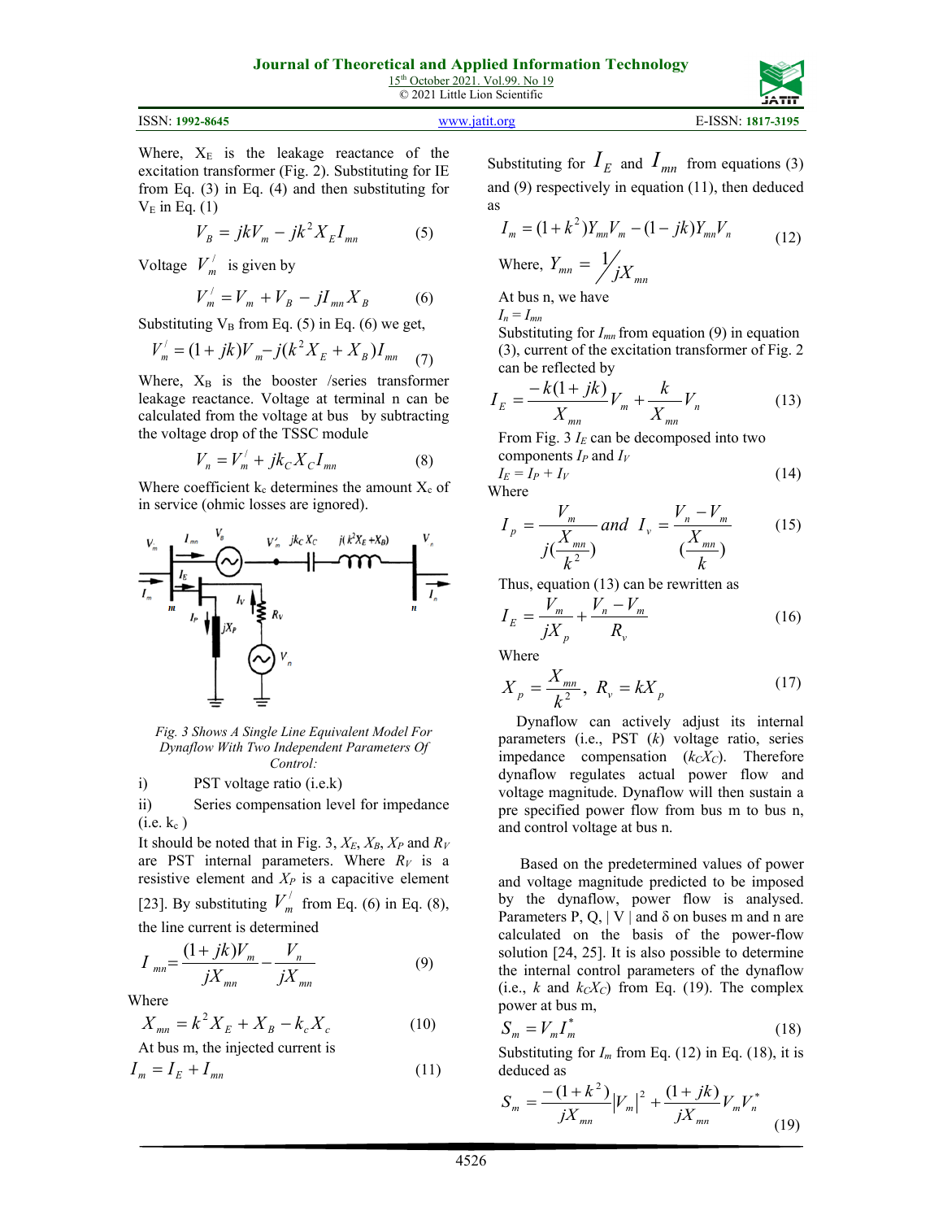Where, $X_E$ is the leakage reactance of the excitation transformer (Fig. 2). Substituting for IE from Eq. (3) in Eq. (4) and then substituting for $V_E$ in Eq. (1)

$$V_B = jkV_m - jk^2 X_E I_{mn} \tag{5}$$

Voltage $V_m^/$ is given by

$$V_m^/ = V_m + V_B - jI_{mn}X_B \tag{6}$$

Substituting $V_B$ from Eq. (5) in Eq. (6) we get,

$$V_m^/ = (1 + jk)V_m - j(k^2 X_E + X_B)I_{mn} \tag{7}$$

Where, $X_B$ is the booster /series transformer leakage reactance. Voltage at terminal n can be calculated from the voltage at bus by subtracting the voltage drop of the TSSC module

$$V_n = V_m^/ + jk_C X_C I_{mn} \tag{8}$$

Where coefficient $k_c$ determines the amount $X_c$ of in service (ohmic losses are ignored).

*Fig. 3 Shows A Single Line Equivalent Model For Dynaflow With Two Independent Parameters Of Control:*

i) PST voltage ratio (i.e.k)

ii) Series compensation level for impedance (i.e. $k_c$ )

It should be noted that in Fig. 3, $X_E$, $X_B$, $X_P$ and $R_V$ are PST internal parameters. Where $R_V$ is a resistive element and $X_P$ is a capacitive element [23]. By substituting $V_m^/$ from Eq. (6) in Eq. (8), the line current is determined

$$I_{mn} = \frac{(1 + jk)V_m}{jX_{mn}} - \frac{V_n}{jX_{mn}} \tag{9}$$

Where

$$X_{mn} = k^2 X_E + X_B - k_c X_c \tag{10}$$

At bus m, the injected current is

$$I_m = I_E + I_{mn} \tag{11}$$

Substituting for $I_E$ and $I_{mn}$ from equations (3) and (9) respectively in equation (11), then deduced as

$$I_m = (1 + k^2)Y_{mn}V_m - (1 - jk)Y_{mn}V_n \tag{12}$$

Where, $Y_{mn} = 1/jX_{mn}$

At bus n, we have

$I_n = I_{mn}$

Substituting for $I_{mn}$ from equation (9) in equation (3), current of the excitation transformer of Fig. 2 can be reflected by

$$I_E = \frac{-k(1 + jk)}{X_{mn}}V_m + \frac{k}{X_{mn}}V_n \tag{13}$$

From Fig. 3 $I_E$ can be decomposed into two components $I_P$ and $I_V$

$$I_E = I_P + I_V \tag{14}$$

Where

$$I_p = \frac{V_m}{j(\frac{X_{mn}}{k^2})} \ and \ I_v = \frac{V_n - V_m}{(\frac{X_{mn}}{k})} \tag{15}$$

Thus, equation (13) can be rewritten as

$$I_E = \frac{V_m}{jX_p} + \frac{V_n - V_m}{R_v} \tag{16}$$

Where

$$X_p = \frac{X_{mn}}{k^2}, \ R_v = kX_p \tag{17}$$

Dynaflow can actively adjust its internal parameters (i.e., PST ($k$) voltage ratio, series impedance compensation ($k_C X_C$). Therefore dynaflow regulates actual power flow and voltage magnitude. Dynaflow will then sustain a pre specified power flow from bus m to bus n, and control voltage at bus n.

Based on the predetermined values of power and voltage magnitude predicted to be imposed by the dynaflow, power flow is analysed. Parameters P, Q, | V | and δ on buses m and n are calculated on the basis of the power-flow solution [24, 25]. It is also possible to determine the internal control parameters of the dynaflow (i.e., $k$ and $k_C X_C$) from Eq. (19). The complex power at bus m,

$$S_m = V_m I_m^* \tag{18}$$

Substituting for $I_m$ from Eq. (12) in Eq. (18), it is deduced as

$$S_m = \frac{-(1 + k^2)}{jX_{mn}}|V_m|^2 + \frac{(1 + jk)}{jX_{mn}}V_m V_n^* \tag{19}$$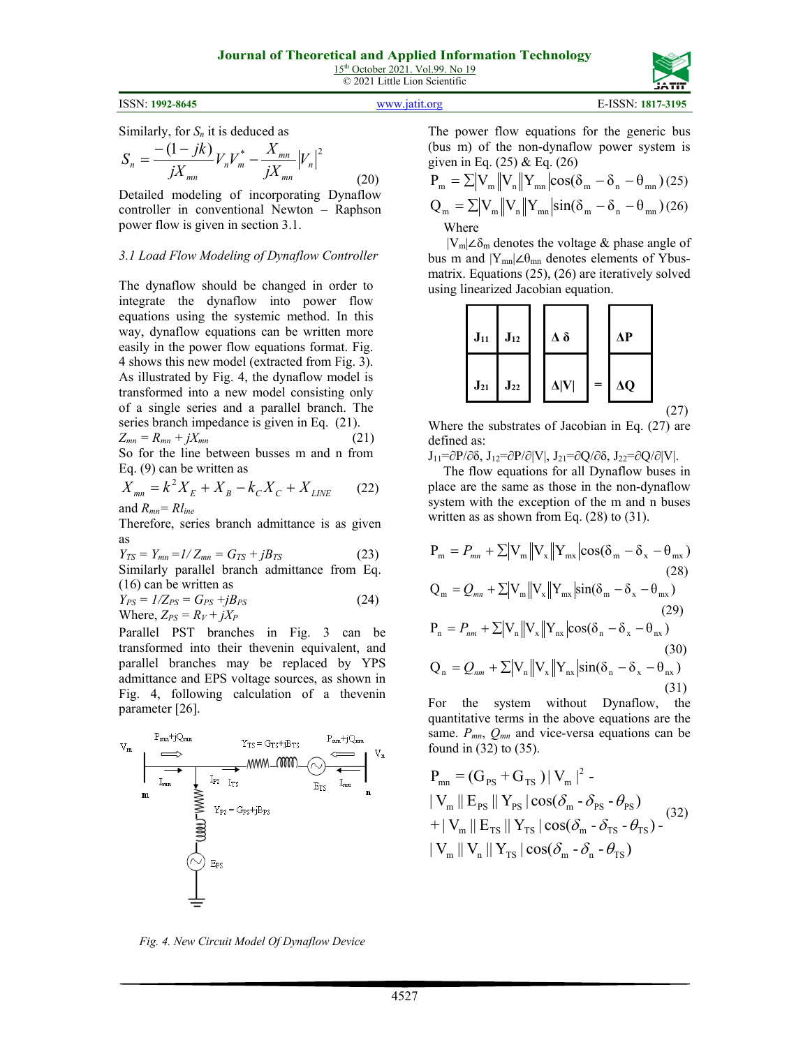Similarly, for $S_n$ it is deduced as

$$S_n = \frac{-(1-jk)}{jX_{mn}} V_n V_m^* - \frac{X_{mn}}{jX_{mn}} |V_n|^2 \quad (20)$$

Detailed modeling of incorporating Dynaflow controller in conventional Newton – Raphson power flow is given in section 3.1.

### *3.1 Load Flow Modeling of Dynaflow Controller*

The dynaflow should be changed in order to integrate the dynaflow into power flow equations using the systemic method. In this way, dynaflow equations can be written more easily in the power flow equations format. Fig. 4 shows this new model (extracted from Fig. 3). As illustrated by Fig. 4, the dynaflow model is transformed into a new model consisting only of a single series and a parallel branch. The series branch impedance is given in Eq. (21).

$$Z_{mn} = R_{mn} + jX_{mn} \quad (21)$$

So for the line between busses m and n from Eq. (9) can be written as

$$X_{mn} = k^2 X_E + X_B - k_C X_C + X_{LINE} \quad (22)$$

and $R_{mn} = Rl_{ine}$

Therefore, series branch admittance is as given as

$$Y_{TS} = Y_{mn} = 1/Z_{mn} = G_{TS} + jB_{TS} \quad (23)$$

Similarly parallel branch admittance from Eq. (16) can be written as

$$Y_{PS} = 1/Z_{PS} = G_{PS} + jB_{PS} \quad (24)$$

Where, $Z_{PS} = R_V + jX_P$

Parallel PST branches in Fig. 3 can be transformed into their thevenin equivalent, and parallel branches may be replaced by YPS admittance and EPS voltage sources, as shown in Fig. 4, following calculation of a thevenin parameter [26].

*Fig. 4. New Circuit Model Of Dynaflow Device*

The power flow equations for the generic bus (bus m) of the non-dynaflow power system is given in Eq. (25) & Eq. (26)

$$P_m = \Sigma |V_m||V_n||Y_{mn}| \cos(\delta_m - \delta_n - \theta_{mn}) \quad (25)$$

$$Q_m = \Sigma |V_m||V_n||Y_{mn}| \sin(\delta_m - \delta_n - \theta_{mn}) \quad (26)$$

Where

$|V_m| \angle \delta_m$ denotes the voltage & phase angle of bus m and $|Y_{mn}| \angle \theta_{mn}$ denotes elements of Ybus-matrix. Equations (25), (26) are iteratively solved using linearized Jacobian equation.

$$\begin{bmatrix} J_{11} & J_{12} \\ J_{21} & J_{22} \end{bmatrix} \begin{bmatrix} \Delta \delta \\ \Delta |V| \end{bmatrix} = \begin{bmatrix} \Delta P \\ \Delta Q \end{bmatrix} \quad (27)$$

Where the substrates of Jacobian in Eq. (27) are defined as:

$J_{11} = \partial P/\partial \delta$, $J_{12} = \partial P/\partial |V|$, $J_{21} = \partial Q/\partial \delta$, $J_{22} = \partial Q/\partial |V|$.

The flow equations for all Dynaflow buses in place are the same as those in the non-dynaflow system with the exception of the m and n buses written as as shown from Eq. (28) to (31).

$$P_m = P_{mn} + \Sigma |V_m||V_x||Y_{mx}| \cos(\delta_m - \delta_x - \theta_{mx}) \quad (28)$$

$$Q_m = Q_{mn} + \Sigma |V_m||V_x||Y_{mx}| \sin(\delta_m - \delta_x - \theta_{mx}) \quad (29)$$

$$P_n = P_{nm} + \Sigma |V_n||V_x||Y_{nx}| \cos(\delta_n - \delta_x - \theta_{nx}) \quad (30)$$

$$Q_n = Q_{nm} + \Sigma |V_n||V_x||Y_{nx}| \sin(\delta_n - \delta_x - \theta_{nx}) \quad (31)$$

For the system without Dynaflow, the quantitative terms in the above equations are the same. $P_{mn}$, $Q_{mn}$ and vice-versa equations can be found in (32) to (35).

$$\begin{aligned} P_{mn} &= (G_{PS} + G_{TS})|V_m|^2 - \\ &|V_m||E_{PS}||Y_{PS}| \cos(\delta_m - \delta_{PS} - \theta_{PS}) \\ &+ |V_m||E_{TS}||Y_{TS}| \cos(\delta_m - \delta_{TS} - \theta_{TS}) - \\ &|V_m||V_n||Y_{TS}| \cos(\delta_m - \delta_n - \theta_{TS}) \end{aligned} \quad (32)$$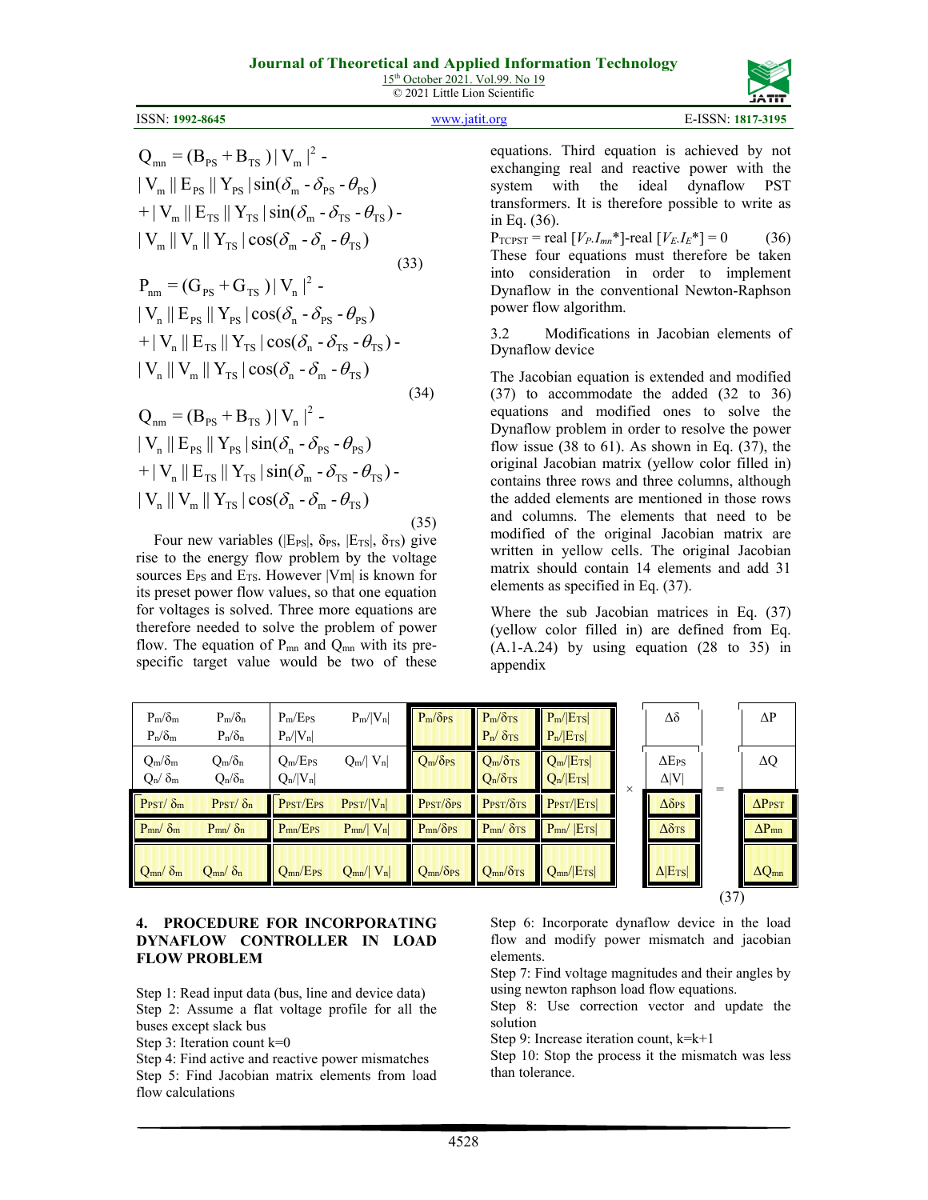$$Q_{mn} = (B_{PS} + B_{TS})|V_m|^2 - |V_m||E_{PS}||Y_{PS}|\sin(\delta_m - \delta_{PS} - \theta_{PS}) + |V_m||E_{TS}||Y_{TS}|\sin(\delta_m - \delta_{TS} - \theta_{TS}) - |V_m||V_n||Y_{TS}|\cos(\delta_m - \delta_n - \theta_{TS}) \quad (33)$$

$$P_{nm} = (G_{PS} + G_{TS})|V_n|^2 - |V_n||E_{PS}||Y_{PS}|\cos(\delta_n - \delta_{PS} - \theta_{PS}) + |V_n||E_{TS}||Y_{TS}|\cos(\delta_n - \delta_{TS} - \theta_{TS}) - |V_n||V_m||Y_{TS}|\cos(\delta_n - \delta_m - \theta_{TS}) \quad (34)$$

$$Q_{nm} = (B_{PS} + B_{TS})|V_n|^2 - |V_n||E_{PS}||Y_{PS}|\sin(\delta_n - \delta_{PS} - \theta_{PS}) + |V_n||E_{TS}||Y_{TS}|\sin(\delta_m - \delta_{TS} - \theta_{TS}) - |V_n||V_m||Y_{TS}|\cos(\delta_n - \delta_m - \theta_{TS}) \quad (35)$$

Four new variables ($|E_{PS}|$, $\delta_{PS}$, $|E_{TS}|$, $\delta_{TS}$) give rise to the energy flow problem by the voltage sources $E_{PS}$ and $E_{TS}$. However $|Vm|$ is known for its preset power flow values, so that one equation for voltages is solved. Three more equations are therefore needed to solve the problem of power flow. The equation of $P_{mn}$ and $Q_{mn}$ with its pre-specific target value would be two of these equations. Third equation is achieved by not exchanging real and reactive power with the system with the ideal dynaflow PST transformers. It is therefore possible to write as in Eq. (36).

$$P_{TCPST} = \text{real}\,[V_P.I_{mn}^*] - \text{real}\,[V_E.I_E^*] = 0 \quad (36)$$

These four equations must therefore be taken into consideration in order to implement Dynaflow in the conventional Newton-Raphson power flow algorithm.

### 3.2 Modifications in Jacobian elements of Dynaflow device

The Jacobian equation is extended and modified (37) to accommodate the added (32 to 36) equations and modified ones to solve the Dynaflow problem in order to resolve the power flow issue (38 to 61). As shown in Eq. (37), the original Jacobian matrix (yellow color filled in) contains three rows and three columns, although the added elements are mentioned in those rows and columns. The elements that need to be modified of the original Jacobian matrix are written in yellow cells. The original Jacobian matrix should contain 14 elements and add 31 elements as specified in Eq. (37).

Where the sub Jacobian matrices in Eq. (37) (yellow color filled in) are defined from Eq. (A.1-A.24) by using equation (28 to 35) in appendix

| | | | | | | | | | | |
|---|---|---|---|---|---|---|---|---|---|---|
| $P_m/\delta_m$ <br> $P_n/\delta_m$ | $P_m/\delta_n$ <br> $P_n/\delta_n$ | $P_m/E_{PS}$ <br> $P_n/\|V_n\|$ | $P_m/\|V_n\|$ | $P_m/\delta_{PS}$ | $P_m/\delta_{TS}$ <br> $P_n/\delta_{TS}$ | $P_m/\|E_{TS}\|$ <br> $P_n/\|E_{TS}\|$ | | $\Delta\delta$ | | $\Delta P$ |
| $Q_m/\delta_m$ <br> $Q_n/\delta_m$ | $Q_m/\delta_n$ <br> $Q_n/\delta_n$ | $Q_m/E_{PS}$ <br> $Q_n/\|V_n\|$ | $Q_m/\|V_n\|$ | $Q_m/\delta_{PS}$ | $Q_m/\delta_{TS}$ <br> $Q_n/\delta_{TS}$ | $Q_m/\|E_{TS}\|$ <br> $Q_n/\|E_{TS}\|$ | | $\Delta E_{PS}$ <br> $\Delta\|V\|$ | | $\Delta Q$ |
| $P_{PST}/\delta_m$ | $P_{PST}/\delta_n$ | $P_{PST}/E_{PS}$ | $P_{PST}/\|V_n\|$ | $P_{PST}/\delta_{PS}$ | $P_{PST}/\delta_{TS}$ | $P_{PST}/\|E_{TS}\|$ | × | $\Delta\delta_{PS}$ | = | $\Delta P_{PST}$ |
| $P_{mn}/\delta_m$ | $P_{mn}/\delta_n$ | $P_{mn}/E_{PS}$ | $P_{mn}/\|V_n\|$ | $P_{mn}/\delta_{PS}$ | $P_{mn}/\delta_{TS}$ | $P_{mn}/\|E_{TS}\|$ | | $\Delta\delta_{TS}$ | | $\Delta P_{mn}$ |
| $Q_{mn}/\delta_m$ | $Q_{mn}/\delta_n$ | $Q_{mn}/E_{PS}$ | $Q_{mn}/\|V_n\|$ | $Q_{mn}/\delta_{PS}$ | $Q_{mn}/\delta_{TS}$ | $Q_{mn}/\|E_{TS}\|$ | | $\Delta\|E_{TS}\|$ | | $\Delta Q_{mn}$ |

(37)

## 4. PROCEDURE FOR INCORPORATING DYNAFLOW CONTROLLER IN LOAD FLOW PROBLEM

Step 1: Read input data (bus, line and device data)
Step 2: Assume a flat voltage profile for all the buses except slack bus
Step 3: Iteration count k=0
Step 4: Find active and reactive power mismatches
Step 5: Find Jacobian matrix elements from load flow calculations
Step 6: Incorporate dynaflow device in the load flow and modify power mismatch and jacobian elements.
Step 7: Find voltage magnitudes and their angles by using newton raphson load flow equations.
Step 8: Use correction vector and update the solution
Step 9: Increase iteration count, k=k+1
Step 10: Stop the process it the mismatch was less than tolerance.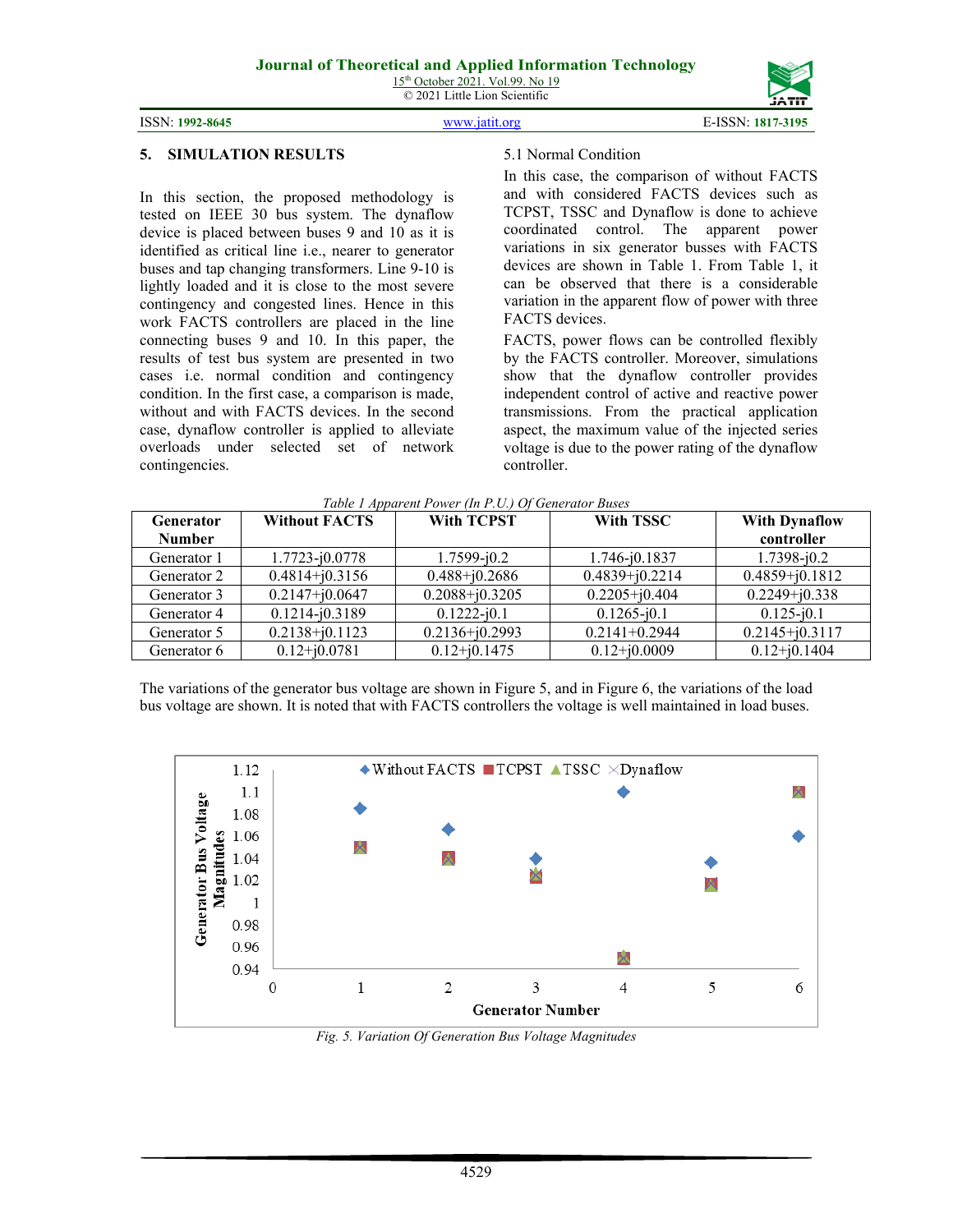## 5. SIMULATION RESULTS

In this section, the proposed methodology is tested on IEEE 30 bus system. The dynaflow device is placed between buses 9 and 10 as it is identified as critical line i.e., nearer to generator buses and tap changing transformers. Line 9-10 is lightly loaded and it is close to the most severe contingency and congested lines. Hence in this work FACTS controllers are placed in the line connecting buses 9 and 10. In this paper, the results of test bus system are presented in two cases i.e. normal condition and contingency condition. In the first case, a comparison is made, without and with FACTS devices. In the second case, dynaflow controller is applied to alleviate overloads under selected set of network contingencies.

### 5.1 Normal Condition

In this case, the comparison of without FACTS and with considered FACTS devices such as TCPST, TSSC and Dynaflow is done to achieve coordinated control. The apparent power variations in six generator busses with FACTS devices are shown in Table 1. From Table 1, it can be observed that there is a considerable variation in the apparent flow of power with three FACTS devices.

FACTS, power flows can be controlled flexibly by the FACTS controller. Moreover, simulations show that the dynaflow controller provides independent control of active and reactive power transmissions. From the practical application aspect, the maximum value of the injected series voltage is due to the power rating of the dynaflow controller.

*Table 1 Apparent Power (In P.U.) Of Generator Buses*

| Generator Number | Without FACTS | With TCPST | With TSSC | With Dynaflow controller |
|---|---|---|---|---|
| Generator 1 | 1.7723-j0.0778 | 1.7599-j0.2 | 1.746-j0.1837 | 1.7398-j0.2 |
| Generator 2 | 0.4814+j0.3156 | 0.488+j0.2686 | 0.4839+j0.2214 | 0.4859+j0.1812 |
| Generator 3 | 0.2147+j0.0647 | 0.2088+j0.3205 | 0.2205+j0.404 | 0.2249+j0.338 |
| Generator 4 | 0.1214-j0.3189 | 0.1222-j0.1 | 0.1265-j0.1 | 0.125-j0.1 |
| Generator 5 | 0.2138+j0.1123 | 0.2136+j0.2993 | 0.2141+0.2944 | 0.2145+j0.3117 |
| Generator 6 | 0.12+j0.0781 | 0.12+j0.1475 | 0.12+j0.0009 | 0.12+j0.1404 |

The variations of the generator bus voltage are shown in Figure 5, and in Figure 6, the variations of the load bus voltage are shown. It is noted that with FACTS controllers the voltage is well maintained in load buses.

*Fig. 5. Variation Of Generation Bus Voltage Magnitudes*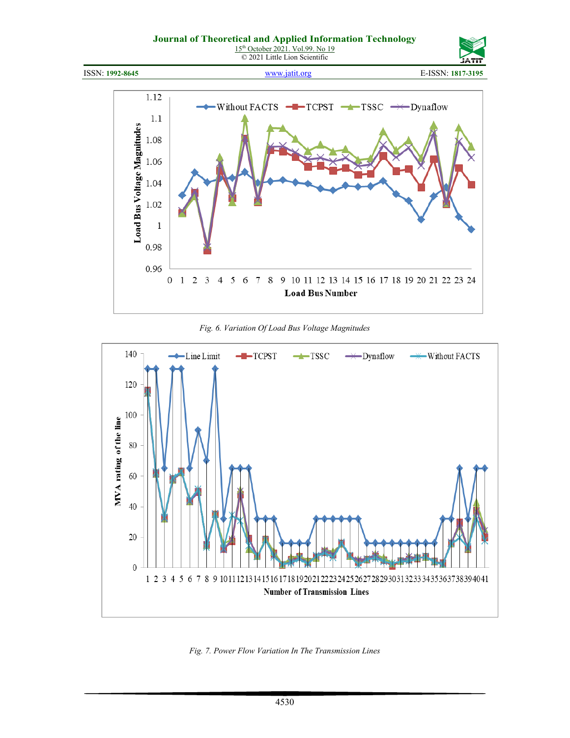Fig. 6. Variation Of Load Bus Voltage Magnitudes

Fig. 7. Power Flow Variation In The Transmission Lines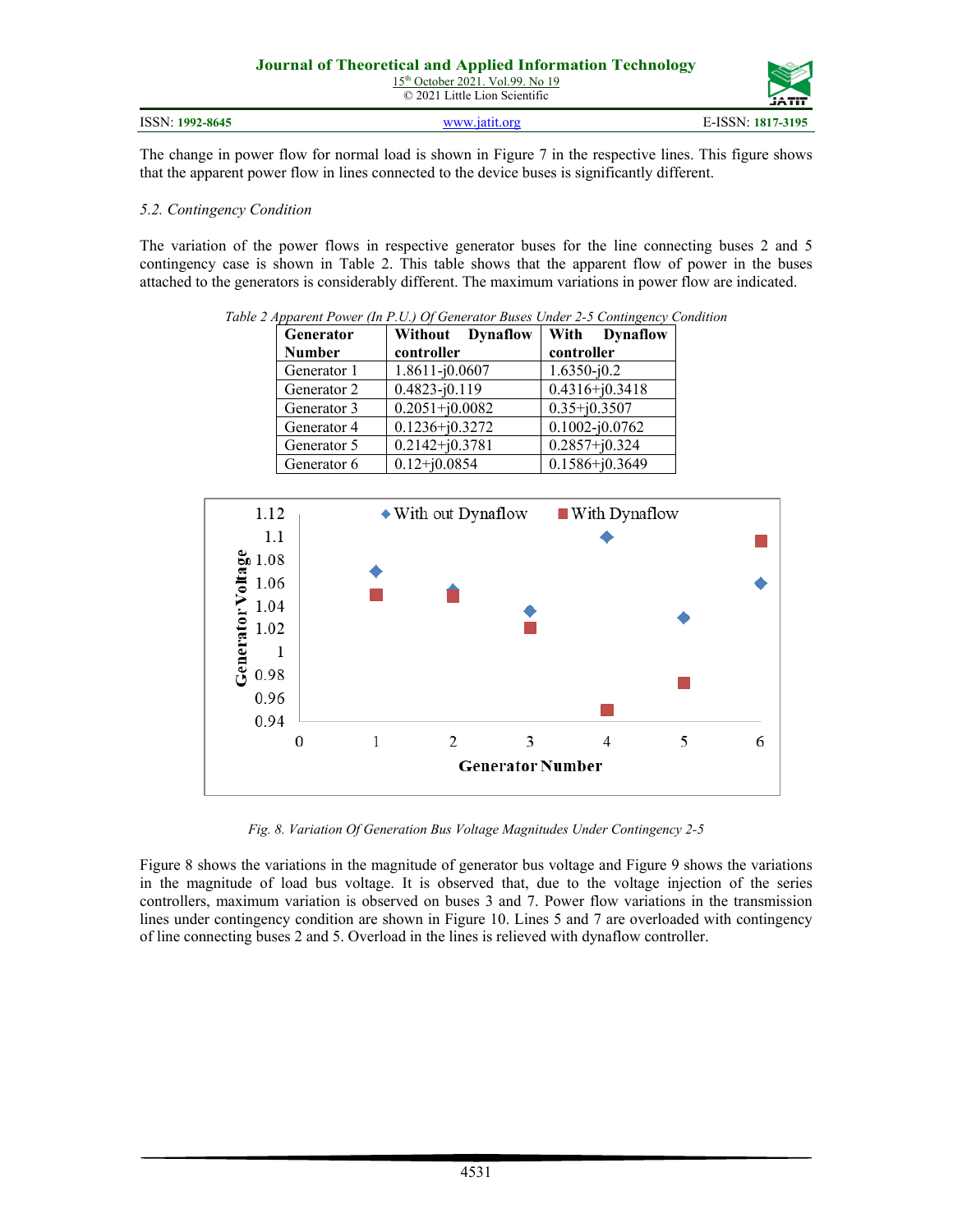The change in power flow for normal load is shown in Figure 7 in the respective lines. This figure shows that the apparent power flow in lines connected to the device buses is significantly different.

*5.2. Contingency Condition*

The variation of the power flows in respective generator buses for the line connecting buses 2 and 5 contingency case is shown in Table 2. This table shows that the apparent flow of power in the buses attached to the generators is considerably different. The maximum variations in power flow are indicated.

*Table 2 Apparent Power (In P.U.) Of Generator Buses Under 2-5 Contingency Condition*

| Generator Number | Without Dynaflow controller | With Dynaflow controller |
|---|---|---|
| Generator 1 | 1.8611-j0.0607 | 1.6350-j0.2 |
| Generator 2 | 0.4823-j0.119 | 0.4316+j0.3418 |
| Generator 3 | 0.2051+j0.0082 | 0.35+j0.3507 |
| Generator 4 | 0.1236+j0.3272 | 0.1002-j0.0762 |
| Generator 5 | 0.2142+j0.3781 | 0.2857+j0.324 |
| Generator 6 | 0.12+j0.0854 | 0.1586+j0.3649 |

*Fig. 8. Variation Of Generation Bus Voltage Magnitudes Under Contingency 2-5*

Figure 8 shows the variations in the magnitude of generator bus voltage and Figure 9 shows the variations in the magnitude of load bus voltage. It is observed that, due to the voltage injection of the series controllers, maximum variation is observed on buses 3 and 7. Power flow variations in the transmission lines under contingency condition are shown in Figure 10. Lines 5 and 7 are overloaded with contingency of line connecting buses 2 and 5. Overload in the lines is relieved with dynaflow controller.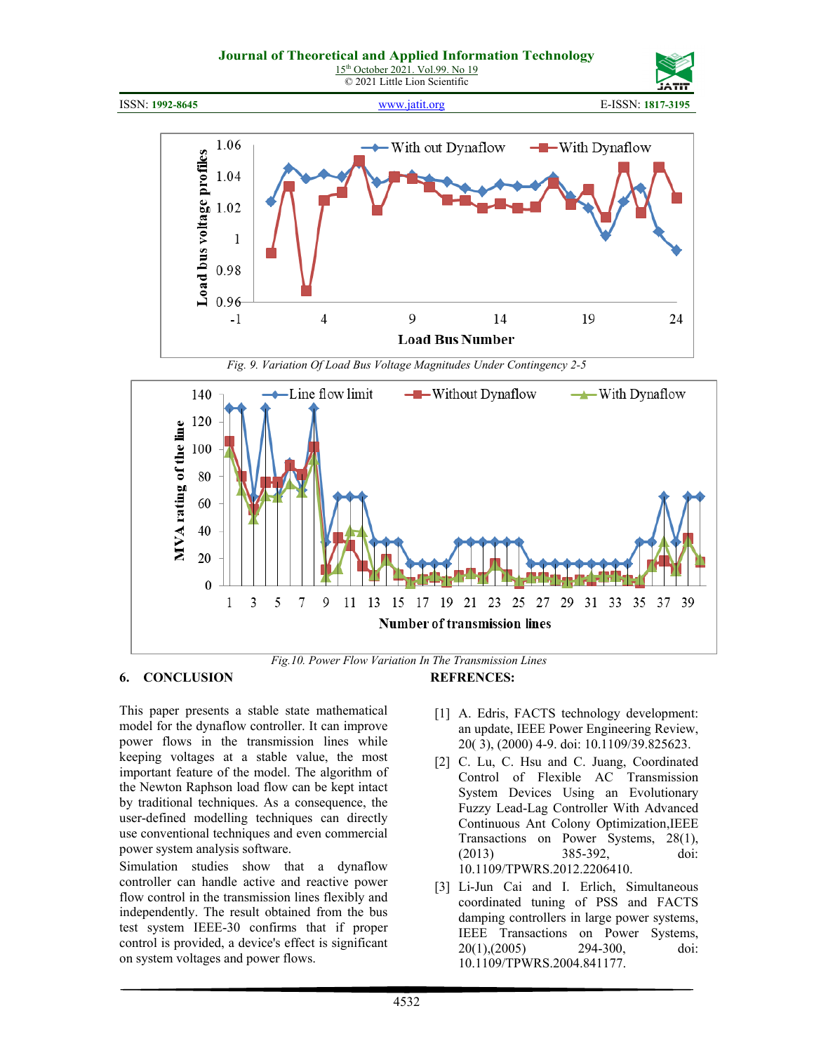Fig. 9. Variation Of Load Bus Voltage Magnitudes Under Contingency 2-5

Fig.10. Power Flow Variation In The Transmission Lines

## 6. CONCLUSION

This paper presents a stable state mathematical model for the dynaflow controller. It can improve power flows in the transmission lines while keeping voltages at a stable value, the most important feature of the model. The algorithm of the Newton Raphson load flow can be kept intact by traditional techniques. As a consequence, the user-defined modelling techniques can directly use conventional techniques and even commercial power system analysis software.

Simulation studies show that a dynaflow controller can handle active and reactive power flow control in the transmission lines flexibly and independently. The result obtained from the bus test system IEEE-30 confirms that if proper control is provided, a device's effect is significant on system voltages and power flows.

## REFRENCES:

[1] A. Edris, FACTS technology development: an update, IEEE Power Engineering Review, 20( 3), (2000) 4-9. doi: 10.1109/39.825623.

[2] C. Lu, C. Hsu and C. Juang, Coordinated Control of Flexible AC Transmission System Devices Using an Evolutionary Fuzzy Lead-Lag Controller With Advanced Continuous Ant Colony Optimization,IEEE Transactions on Power Systems, 28(1), (2013) 385-392, doi: 10.1109/TPWRS.2012.2206410.

[3] Li-Jun Cai and I. Erlich, Simultaneous coordinated tuning of PSS and FACTS damping controllers in large power systems, IEEE Transactions on Power Systems, 20(1),(2005) 294-300, doi: 10.1109/TPWRS.2004.841177.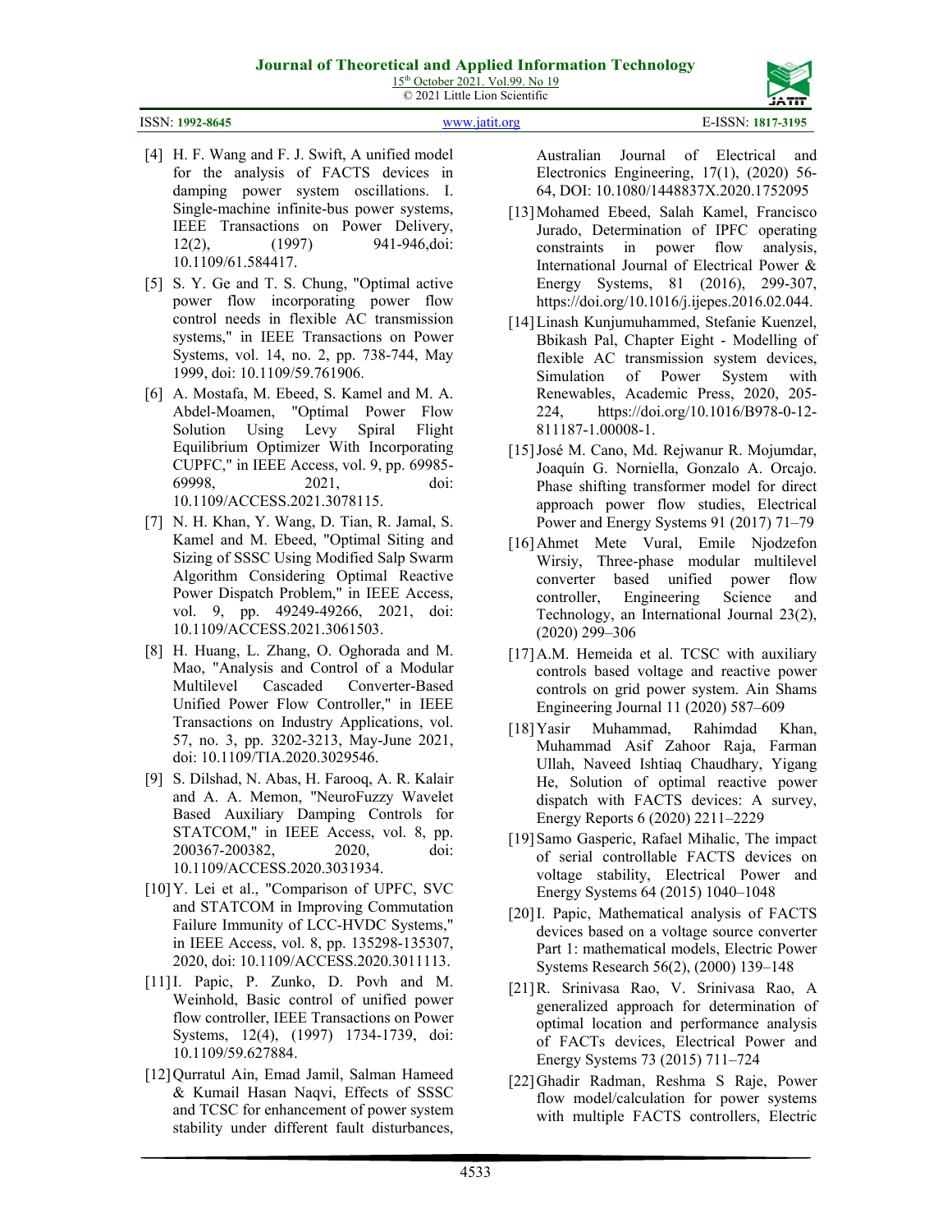[4] H. F. Wang and F. J. Swift, A unified model for the analysis of FACTS devices in damping power system oscillations. I. Single-machine infinite-bus power systems, IEEE Transactions on Power Delivery, 12(2), (1997) 941-946,doi: 10.1109/61.584417.

[5] S. Y. Ge and T. S. Chung, "Optimal active power flow incorporating power flow control needs in flexible AC transmission systems," in IEEE Transactions on Power Systems, vol. 14, no. 2, pp. 738-744, May 1999, doi: 10.1109/59.761906.

[6] A. Mostafa, M. Ebeed, S. Kamel and M. A. Abdel-Moamen, "Optimal Power Flow Solution Using Levy Spiral Flight Equilibrium Optimizer With Incorporating CUPFC," in IEEE Access, vol. 9, pp. 69985-69998, 2021, doi: 10.1109/ACCESS.2021.3078115.

[7] N. H. Khan, Y. Wang, D. Tian, R. Jamal, S. Kamel and M. Ebeed, "Optimal Siting and Sizing of SSSC Using Modified Salp Swarm Algorithm Considering Optimal Reactive Power Dispatch Problem," in IEEE Access, vol. 9, pp. 49249-49266, 2021, doi: 10.1109/ACCESS.2021.3061503.

[8] H. Huang, L. Zhang, O. Oghorada and M. Mao, "Analysis and Control of a Modular Multilevel Cascaded Converter-Based Unified Power Flow Controller," in IEEE Transactions on Industry Applications, vol. 57, no. 3, pp. 3202-3213, May-June 2021, doi: 10.1109/TIA.2020.3029546.

[9] S. Dilshad, N. Abas, H. Farooq, A. R. Kalair and A. A. Memon, "NeuroFuzzy Wavelet Based Auxiliary Damping Controls for STATCOM," in IEEE Access, vol. 8, pp. 200367-200382, 2020, doi: 10.1109/ACCESS.2020.3031934.

[10] Y. Lei et al., "Comparison of UPFC, SVC and STATCOM in Improving Commutation Failure Immunity of LCC-HVDC Systems," in IEEE Access, vol. 8, pp. 135298-135307, 2020, doi: 10.1109/ACCESS.2020.3011113.

[11] I. Papic, P. Zunko, D. Povh and M. Weinhold, Basic control of unified power flow controller, IEEE Transactions on Power Systems, 12(4), (1997) 1734-1739, doi: 10.1109/59.627884.

[12] Qurratul Ain, Emad Jamil, Salman Hameed & Kumail Hasan Naqvi, Effects of SSSC and TCSC for enhancement of power system stability under different fault disturbances, Australian Journal of Electrical and Electronics Engineering, 17(1), (2020) 56-64, DOI: 10.1080/1448837X.2020.1752095

[13] Mohamed Ebeed, Salah Kamel, Francisco Jurado, Determination of IPFC operating constraints in power flow analysis, International Journal of Electrical Power & Energy Systems, 81 (2016), 299-307, https://doi.org/10.1016/j.ijepes.2016.02.044.

[14] Linash Kunjumuhammed, Stefanie Kuenzel, Bbikash Pal, Chapter Eight - Modelling of flexible AC transmission system devices, Simulation of Power System with Renewables, Academic Press, 2020, 205-224, https://doi.org/10.1016/B978-0-12-811187-1.00008-1.

[15] José M. Cano, Md. Rejwanur R. Mojumdar, Joaquín G. Norniella, Gonzalo A. Orcajo. Phase shifting transformer model for direct approach power flow studies, Electrical Power and Energy Systems 91 (2017) 71–79

[16] Ahmet Mete Vural, Emile Njodzefon Wirsiy, Three-phase modular multilevel converter based unified power flow controller, Engineering Science and Technology, an International Journal 23(2), (2020) 299–306

[17] A.M. Hemeida et al. TCSC with auxiliary controls based voltage and reactive power controls on grid power system. Ain Shams Engineering Journal 11 (2020) 587–609

[18] Yasir Muhammad, Rahimdad Khan, Muhammad Asif Zahoor Raja, Farman Ullah, Naveed Ishtiaq Chaudhary, Yigang He, Solution of optimal reactive power dispatch with FACTS devices: A survey, Energy Reports 6 (2020) 2211–2229

[19] Samo Gasperic, Rafael Mihalic, The impact of serial controllable FACTS devices on voltage stability, Electrical Power and Energy Systems 64 (2015) 1040–1048

[20] I. Papic, Mathematical analysis of FACTS devices based on a voltage source converter Part 1: mathematical models, Electric Power Systems Research 56(2), (2000) 139–148

[21] R. Srinivasa Rao, V. Srinivasa Rao, A generalized approach for determination of optimal location and performance analysis of FACTs devices, Electrical Power and Energy Systems 73 (2015) 711–724

[22] Ghadir Radman, Reshma S Raje, Power flow model/calculation for power systems with multiple FACTS controllers, Electric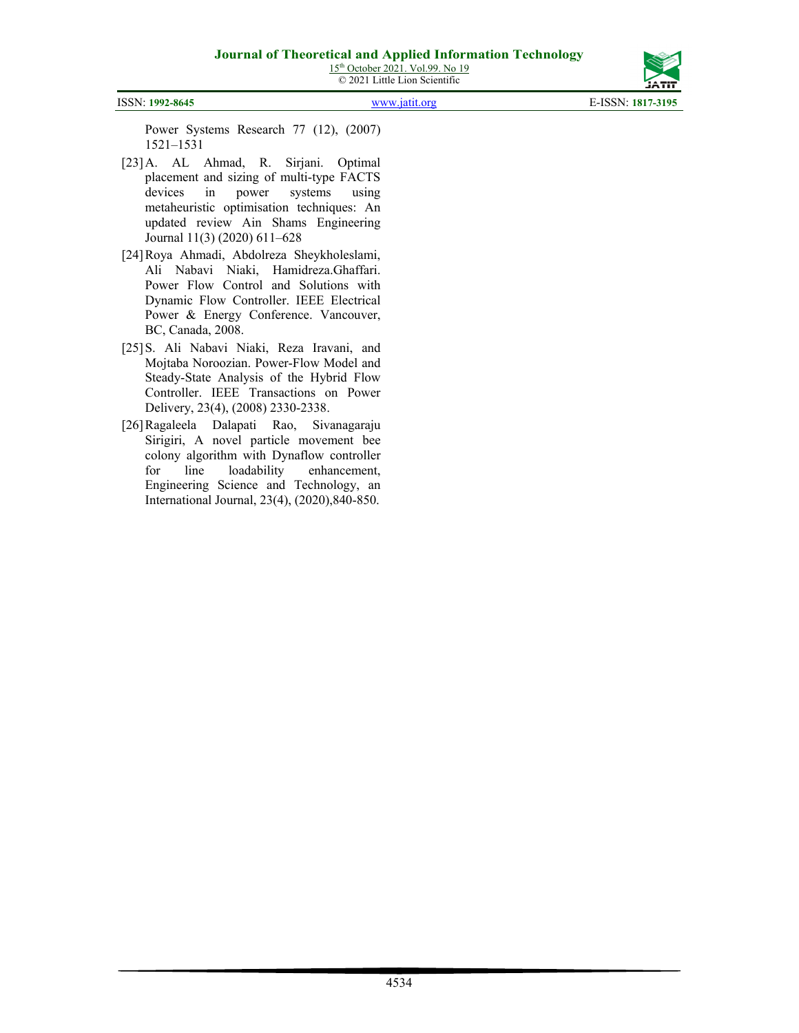Power Systems Research 77 (12), (2007) 1521–1531

[23] A. AL Ahmad, R. Sirjani. Optimal placement and sizing of multi-type FACTS devices in power systems using metaheuristic optimisation techniques: An updated review Ain Shams Engineering Journal 11(3) (2020) 611–628

[24] Roya Ahmadi, Abdolreza Sheykholeslami, Ali Nabavi Niaki, Hamidreza.Ghaffari. Power Flow Control and Solutions with Dynamic Flow Controller. IEEE Electrical Power & Energy Conference. Vancouver, BC, Canada, 2008.

[25] S. Ali Nabavi Niaki, Reza Iravani, and Mojtaba Noroozian. Power-Flow Model and Steady-State Analysis of the Hybrid Flow Controller. IEEE Transactions on Power Delivery, 23(4), (2008) 2330-2338.

[26] Ragaleela Dalapati Rao, Sivanagaraju Sirigiri, A novel particle movement bee colony algorithm with Dynaflow controller for line loadability enhancement, Engineering Science and Technology, an International Journal, 23(4), (2020),840-850.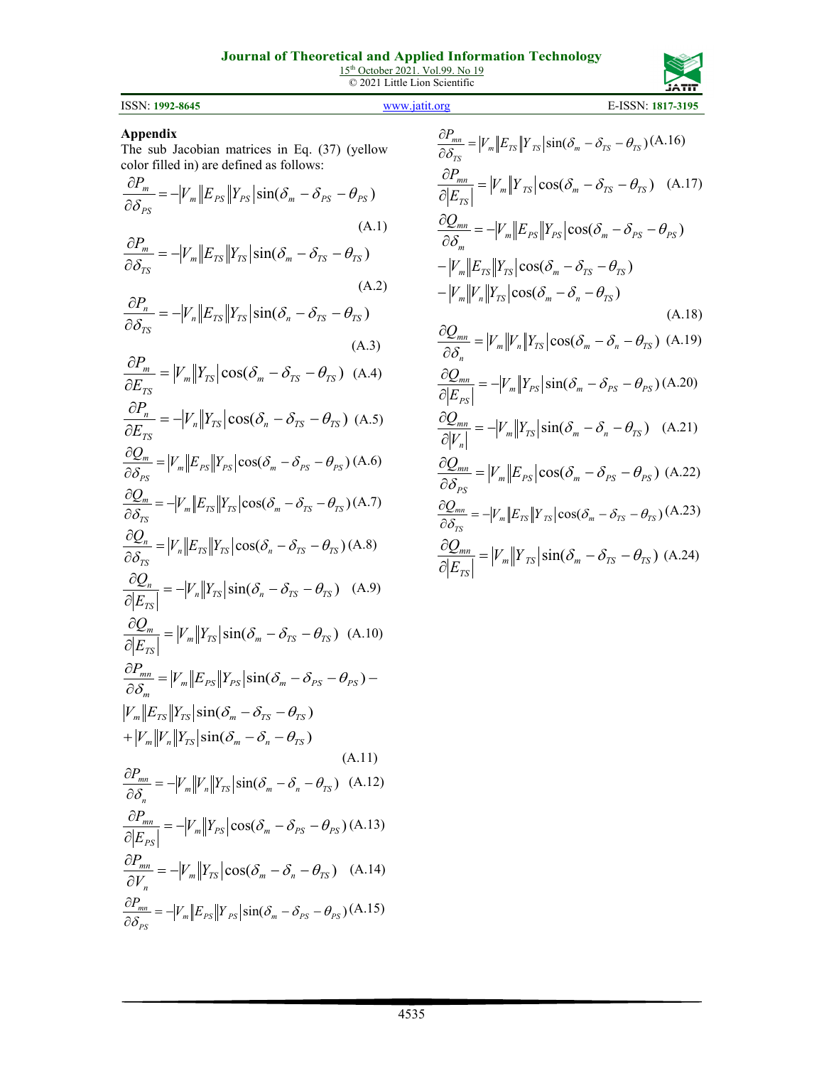### Appendix

The sub Jacobian matrices in Eq. (37) (yellow color filled in) are defined as follows:

$$\frac{\partial P_m}{\partial \delta_{PS}} = -|V_m||E_{PS}||Y_{PS}|\sin(\delta_m - \delta_{PS} - \theta_{PS}) \quad (A.1)$$

$$\frac{\partial P_m}{\partial \delta_{TS}} = -|V_m||E_{TS}||Y_{TS}|\sin(\delta_m - \delta_{TS} - \theta_{TS}) \quad (A.2)$$

$$\frac{\partial P_n}{\partial \delta_{TS}} = -|V_n||E_{TS}||Y_{TS}|\sin(\delta_n - \delta_{TS} - \theta_{TS}) \quad (A.3)$$

$$\frac{\partial P_m}{\partial E_{TS}} = |V_m||Y_{TS}|\cos(\delta_m - \delta_{TS} - \theta_{TS}) \quad (A.4)$$

$$\frac{\partial P_n}{\partial E_{TS}} = -|V_n||Y_{TS}|\cos(\delta_n - \delta_{TS} - \theta_{TS}) \quad (A.5)$$

$$\frac{\partial Q_m}{\partial \delta_{PS}} = |V_m||E_{PS}||Y_{PS}|\cos(\delta_m - \delta_{PS} - \theta_{PS}) \quad (A.6)$$

$$\frac{\partial Q_m}{\partial \delta_{TS}} = -|V_m||E_{TS}||Y_{TS}|\cos(\delta_m - \delta_{TS} - \theta_{TS}) \quad (A.7)$$

$$\frac{\partial Q_n}{\partial \delta_{TS}} = |V_n||E_{TS}||Y_{TS}|\cos(\delta_n - \delta_{TS} - \theta_{TS}) \quad (A.8)$$

$$\frac{\partial Q_n}{\partial |E_{TS}|} = -|V_n||Y_{TS}|\sin(\delta_n - \delta_{TS} - \theta_{TS}) \quad (A.9)$$

$$\frac{\partial Q_m}{\partial |E_{TS}|} = |V_m||Y_{TS}|\sin(\delta_m - \delta_{TS} - \theta_{TS}) \quad (A.10)$$

$$\frac{\partial P_{mn}}{\partial \delta_m} = |V_m||E_{PS}||Y_{PS}|\sin(\delta_m - \delta_{PS} - \theta_{PS}) - |V_m||E_{TS}||Y_{TS}|\sin(\delta_m - \delta_{TS} - \theta_{TS}) + |V_m||V_n||Y_{TS}|\sin(\delta_m - \delta_n - \theta_{TS}) \quad (A.11)$$

$$\frac{\partial P_{mn}}{\partial \delta_n} = -|V_m||V_n||Y_{TS}|\sin(\delta_m - \delta_n - \theta_{TS}) \quad (A.12)$$

$$\frac{\partial P_{mn}}{\partial |E_{PS}|} = -|V_m||Y_{PS}|\cos(\delta_m - \delta_{PS} - \theta_{PS}) \quad (A.13)$$

$$\frac{\partial P_{mn}}{\partial V_n} = -|V_m||Y_{TS}|\cos(\delta_m - \delta_n - \theta_{TS}) \quad (A.14)$$

$$\frac{\partial P_{mn}}{\partial \delta_{PS}} = -|V_m||E_{PS}||Y_{PS}|\sin(\delta_m - \delta_{PS} - \theta_{PS}) \quad (A.15)$$

$$\frac{\partial P_{mn}}{\partial \delta_{TS}} = |V_m||E_{TS}||Y_{TS}|\sin(\delta_m - \delta_{TS} - \theta_{TS}) \quad (A.16)$$

$$\frac{\partial P_{mn}}{\partial |E_{TS}|} = |V_m||Y_{TS}|\cos(\delta_m - \delta_{TS} - \theta_{TS}) \quad (A.17)$$

$$\frac{\partial Q_{mn}}{\partial \delta_m} = -|V_m||E_{PS}||Y_{PS}|\cos(\delta_m - \delta_{PS} - \theta_{PS}) - |V_m||E_{TS}||Y_{TS}|\cos(\delta_m - \delta_{TS} - \theta_{TS}) - |V_m||V_n||Y_{TS}|\cos(\delta_m - \delta_n - \theta_{TS}) \quad (A.18)$$

$$\frac{\partial Q_{mn}}{\partial \delta_n} = |V_m||V_n||Y_{TS}|\cos(\delta_m - \delta_n - \theta_{TS}) \quad (A.19)$$

$$\frac{\partial Q_{mn}}{\partial |E_{PS}|} = -|V_m||Y_{PS}|\sin(\delta_m - \delta_{PS} - \theta_{PS}) \quad (A.20)$$

$$\frac{\partial Q_{mn}}{\partial |V_n|} = -|V_m||Y_{TS}|\sin(\delta_m - \delta_n - \theta_{TS}) \quad (A.21)$$

$$\frac{\partial Q_{mn}}{\partial \delta_{PS}} = |V_m||E_{PS}|\cos(\delta_m - \delta_{PS} - \theta_{PS}) \quad (A.22)$$

$$\frac{\partial Q_{mn}}{\partial \delta_{TS}} = -|V_m||E_{TS}||Y_{TS}|\cos(\delta_m - \delta_{TS} - \theta_{TS}) \quad (A.23)$$

$$\frac{\partial Q_{mn}}{\partial |E_{TS}|} = |V_m||Y_{TS}|\sin(\delta_m - \delta_{TS} - \theta_{TS}) \quad (A.24)$$